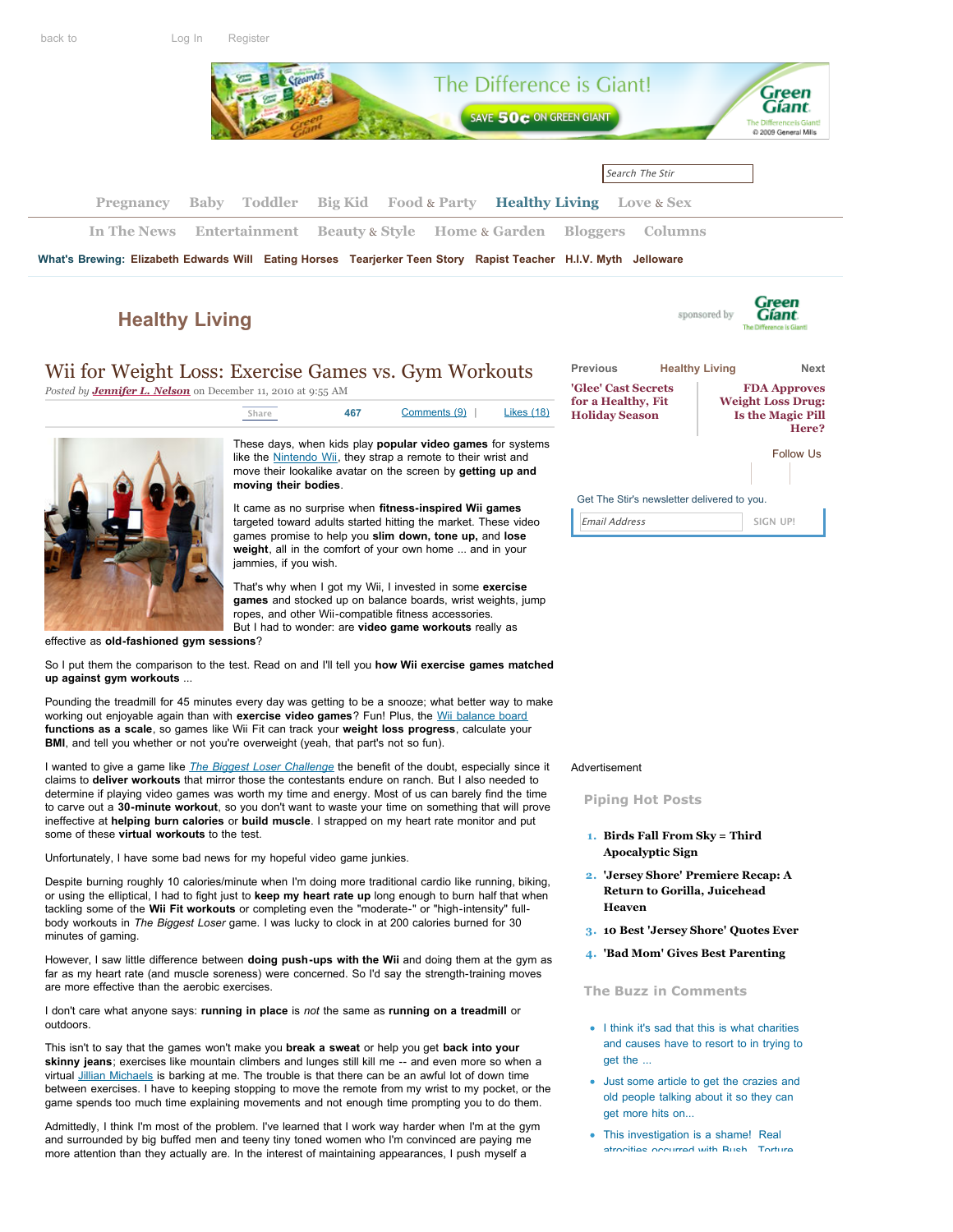back to Log In Register

Search The Stir

Pregnancy Baby Toddler Big Kid Food & Party Healthy Living Love & Sex

In The News Entertainment Beauty & Style Home & Garden Bloggers Columns

What's Brewing: Elizabeth Edwards Will Eating Horses Tearjerker Teen Story Rapist Teacher H.I.V. Myth Jelloware

## Healthy Living

sponsored by Green Giant

# Wii for Weight Loss: Exercise Games vs. Gym Workouts

*Posted by **Jennifer L. Nelson** on December 11, 2010 at 9:55 AM*

Share 467 Comments (9) | Likes (18)

These days, when kids play **popular video games** for systems like the Nintendo Wii, they strap a remote to their wrist and move their lookalike avatar on the screen by **getting up and moving their bodies**.

It came as no surprise when **fitness-inspired Wii games** targeted toward adults started hitting the market. These video games promise to help you **slim down, tone up,** and **lose weight**, all in the comfort of your own home ... and in your jammies, if you wish.

That's why when I got my Wii, I invested in some **exercise games** and stocked up on balance boards, wrist weights, jump ropes, and other Wii-compatible fitness accessories.
But I had to wonder: are **video game workouts** really as effective as **old-fashioned gym sessions**?

So I put them the comparison to the test. Read on and I'll tell you **how Wii exercise games matched up against gym workouts** ...

Pounding the treadmill for 45 minutes every day was getting to be a snooze; what better way to make working out enjoyable again than with **exercise video games**? Fun! Plus, the Wii balance board **functions as a scale**, so games like Wii Fit can track your **weight loss progress**, calculate your **BMI**, and tell you whether or not you're overweight (yeah, that part's not so fun).

I wanted to give a game like *The Biggest Loser Challenge* the benefit of the doubt, especially since it claims to **deliver workouts** that mirror those the contestants endure on ranch. But I also needed to determine if playing video games was worth my time and energy. Most of us can barely find the time to carve out a **30-minute workout**, so you don't want to waste your time on something that will prove ineffective at **helping burn calories** or **build muscle**. I strapped on my heart rate monitor and put some of these **virtual workouts** to the test.

Unfortunately, I have some bad news for my hopeful video game junkies.

Despite burning roughly 10 calories/minute when I'm doing more traditional cardio like running, biking, or using the elliptical, I had to fight just to **keep my heart rate up** long enough to burn half that when tackling some of the **Wii Fit workouts** or completing even the "moderate-" or "high-intensity" full-body workouts in *The Biggest Loser* game. I was lucky to clock in at 200 calories burned for 30 minutes of gaming.

However, I saw little difference between **doing push-ups with the Wii** and doing them at the gym as far as my heart rate (and muscle soreness) were concerned. So I'd say the strength-training moves are more effective than the aerobic exercises.

I don't care what anyone says: **running in place** is *not* the same as **running on a treadmill** or outdoors.

This isn't to say that the games won't make you **break a sweat** or help you get **back into your skinny jeans**; exercises like mountain climbers and lunges still kill me -- and even more so when a virtual Jillian Michaels is barking at me. The trouble is that there can be an awful lot of down time between exercises. I have to keeping stopping to move the remote from my wrist to my pocket, or the game spends too much time explaining movements and not enough time prompting you to do them.

Admittedly, I think I'm most of the problem. I've learned that I work way harder when I'm at the gym and surrounded by big buffed men and teeny tiny toned women who I'm convinced are paying me more attention than they actually are. In the interest of maintaining appearances, I push myself a

Previous | Healthy Living | Next

'Glee' Cast Secrets for a Healthy, Fit Holiday Season

FDA Approves Weight Loss Drug: Is the Magic Pill Here?

Follow Us

Get The Stir's newsletter delivered to you.

Email Address SIGN UP!

Advertisement

### Piping Hot Posts

1. Birds Fall From Sky = Third Apocalyptic Sign
2. 'Jersey Shore' Premiere Recap: A Return to Gorilla, Juicehead Heaven
3. 10 Best 'Jersey Shore' Quotes Ever
4. 'Bad Mom' Gives Best Parenting

### The Buzz in Comments

- I think it's sad that this is what charities and causes have to resort to in trying to get the ...
- Just some article to get the crazies and old people talking about it so they can get more hits on...
- This investigation is a shame! Real atrocities occurred with Bush. Torture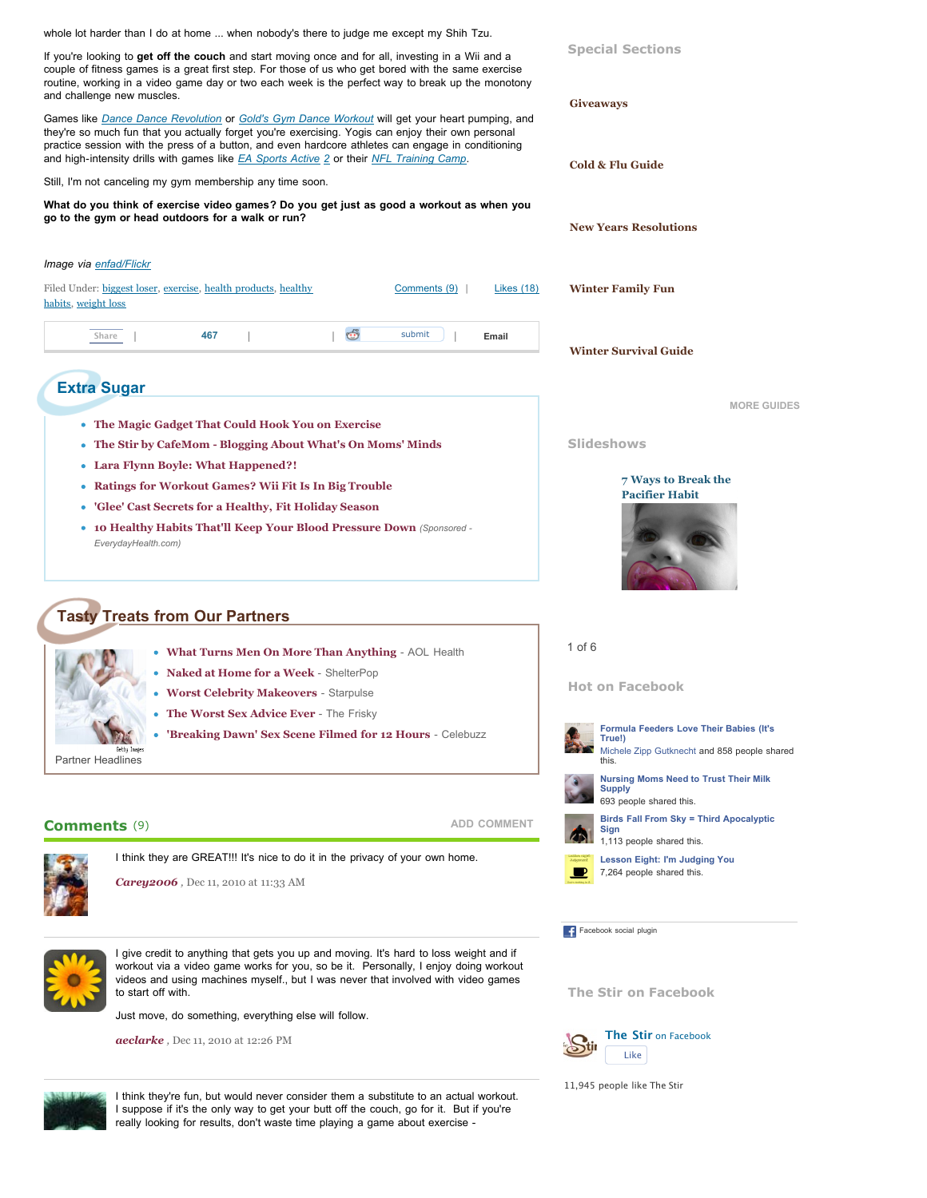whole lot harder than I do at home ... when nobody's there to judge me except my Shih Tzu.

If you're looking to **get off the couch** and start moving once and for all, investing in a Wii and a couple of fitness games is a great first step. For those of us who get bored with the same exercise routine, working in a video game day or two each week is the perfect way to break up the monotony and challenge new muscles.

Games like *Dance Dance Revolution* or *Gold's Gym Dance Workout* will get your heart pumping, and they're so much fun that you actually forget you're exercising. Yogis can enjoy their own personal practice session with the press of a button, and even hardcore athletes can engage in conditioning and high-intensity drills with games like *EA Sports Active 2* or their *NFL Training Camp*.

Still, I'm not canceling my gym membership any time soon.

**What do you think of exercise video games? Do you get just as good a workout as when you go to the gym or head outdoors for a walk or run?**

*Image via enfad/Flickr*

Filed Under: biggest loser, exercise, health products, healthy habits, weight loss | Comments (9) | Likes (18)

Share | 467 | | submit | Email

## Extra Sugar

- **The Magic Gadget That Could Hook You on Exercise**
- **The Stir by CafeMom - Blogging About What's On Moms' Minds**
- **Lara Flynn Boyle: What Happened?!**
- **Ratings for Workout Games? Wii Fit Is In Big Trouble**
- **'Glee' Cast Secrets for a Healthy, Fit Holiday Season**
- **10 Healthy Habits That'll Keep Your Blood Pressure Down** *(Sponsored - EverydayHealth.com)*

## Tasty Treats from Our Partners

- **What Turns Men On More Than Anything** - AOL Health
- **Naked at Home for a Week** - ShelterPop
- **Worst Celebrity Makeovers** - Starpulse
- **The Worst Sex Advice Ever** - The Frisky
- **'Breaking Dawn' Sex Scene Filmed for 12 Hours** - Celebuzz

Getty Images

Partner Headlines

## Comments (9)

ADD COMMENT

I think they are GREAT!!! It's nice to do it in the privacy of your own home.

***Carey2006*** , Dec 11, 2010 at 11:33 AM

I give credit to anything that gets you up and moving. It's hard to loss weight and if workout via a video game works for you, so be it. Personally, I enjoy doing workout videos and using machines myself., but I was never that involved with video games to start off with.

Just move, do something, everything else will follow.

***aeclarke*** , Dec 11, 2010 at 12:26 PM

I think they're fun, but would never consider them a substitute to an actual workout. I suppose if it's the only way to get your butt off the couch, go for it. But if you're really looking for results, don't waste time playing a game about exercise -

## Special Sections

**Giveaways**

**Cold & Flu Guide**

**New Years Resolutions**

**Winter Family Fun**

**Winter Survival Guide**

MORE GUIDES

## Slideshows

**7 Ways to Break the Pacifier Habit**

1 of 6

## Hot on Facebook

**Formula Feeders Love Their Babies (It's True!)**
Michele Zipp Gutknecht and 858 people shared this.

**Nursing Moms Need to Trust Their Milk Supply**
693 people shared this.

**Birds Fall From Sky = Third Apocalyptic Sign**
1,113 people shared this.

**Lesson Eight: I'm Judging You**
7,264 people shared this.

Facebook social plugin

## The Stir on Facebook

**The Stir** on Facebook

Like

11,945 people like The Stir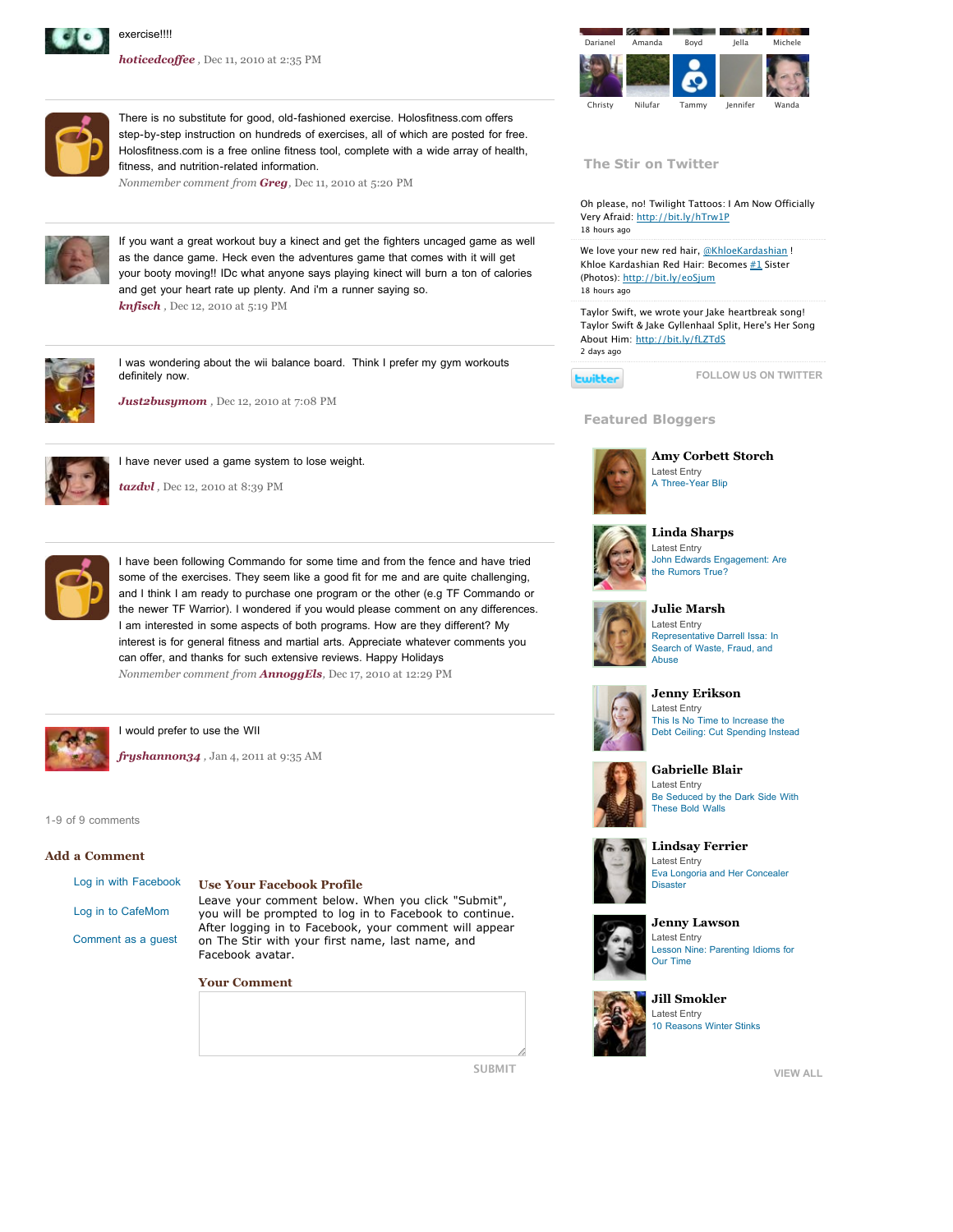exercise!!!!

***hoticedcoffee*** , Dec 11, 2010 at 2:35 PM

There is no substitute for good, old-fashioned exercise. Holosfitness.com offers step-by-step instruction on hundreds of exercises, all of which are posted for free. Holosfitness.com is a free online fitness tool, complete with a wide array of health, fitness, and nutrition-related information.

*Nonmember comment from* ***Greg***, Dec 11, 2010 at 5:20 PM

If you want a great workout buy a kinect and get the fighters uncaged game as well as the dance game. Heck even the adventures game that comes with it will get your booty moving!! IDc what anyone says playing kinect will burn a ton of calories and get your heart rate up plenty. And i'm a runner saying so.

***knfisch*** , Dec 12, 2010 at 5:19 PM

I was wondering about the wii balance board. Think I prefer my gym workouts definitely now.

***Just2busymom*** , Dec 12, 2010 at 7:08 PM

I have never used a game system to lose weight.

***tazdvl*** , Dec 12, 2010 at 8:39 PM

I have been following Commando for some time and from the fence and have tried some of the exercises. They seem like a good fit for me and are quite challenging, and I think I am ready to purchase one program or the other (e.g TF Commando or the newer TF Warrior). I wondered if you would please comment on any differences. I am interested in some aspects of both programs. How are they different? My interest is for general fitness and martial arts. Appreciate whatever comments you can offer, and thanks for such extensive reviews. Happy Holidays

*Nonmember comment from* ***AnnoggEls***, Dec 17, 2010 at 12:29 PM

I would prefer to use the WII

***fryshannon34*** , Jan 4, 2011 at 9:35 AM

1-9 of 9 comments

## Add a Comment

Log in with Facebook

Log in to CafeMom

Comment as a guest

### Use Your Facebook Profile

Leave your comment below. When you click "Submit", you will be prompted to log in to Facebook to continue. After logging in to Facebook, your comment will appear on The Stir with your first name, last name, and Facebook avatar.

### Your Comment

SUBMIT

Darianel Amanda Boyd Jella Michele

Christy Nilufar Tammy Jennifer Wanda

## The Stir on Twitter

Oh please, no! Twilight Tattoos: I Am Now Officially Very Afraid: http://bit.ly/hTrw1P
18 hours ago

We love your new red hair, @KhloeKardashian ! Khloe Kardashian Red Hair: Becomes #1 Sister (Photos): http://bit.ly/eoSjum
18 hours ago

Taylor Swift, we wrote your Jake heartbreak song! Taylor Swift & Jake Gyllenhaal Split, Here's Her Song About Him: http://bit.ly/fLZTdS
2 days ago

twitter FOLLOW US ON TWITTER

## Featured Bloggers

**Amy Corbett Storch**
Latest Entry
A Three-Year Blip

**Linda Sharps**
Latest Entry
John Edwards Engagement: Are the Rumors True?

**Julie Marsh**
Latest Entry
Representative Darrell Issa: In Search of Waste, Fraud, and Abuse

**Jenny Erikson**
Latest Entry
This Is No Time to Increase the Debt Ceiling: Cut Spending Instead

**Gabrielle Blair**
Latest Entry
Be Seduced by the Dark Side With These Bold Walls

**Lindsay Ferrier**
Latest Entry
Eva Longoria and Her Concealer Disaster

**Jenny Lawson**
Latest Entry
Lesson Nine: Parenting Idioms for Our Time

**Jill Smokler**
Latest Entry
10 Reasons Winter Stinks

VIEW ALL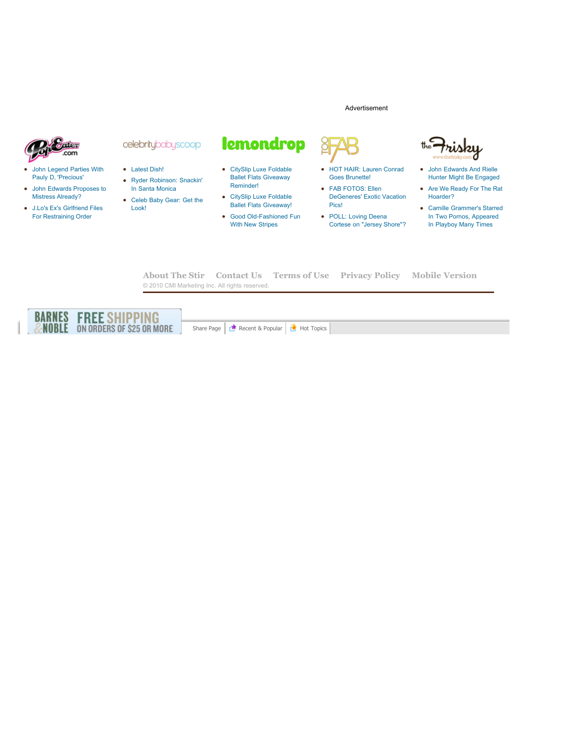Advertisement

PopEater.com

- John Legend Parties With Pauly D, 'Precious'
- John Edwards Proposes to Mistress Already?
- J.Lo's Ex's Girlfriend Files For Restraining Order

celebritybabyscoop

- Latest Dish!
- Ryder Robinson: Snackin' In Santa Monica
- Celeb Baby Gear: Get the Look!

lemondrop

- CitySlip Luxe Foldable Ballet Flats Giveaway Reminder!
- CitySlip Luxe Foldable Ballet Flats Giveaway!
- Good Old-Fashioned Fun With New Stripes

TooFAB

- HOT HAIR: Lauren Conrad Goes Brunette!
- FAB FOTOS: Ellen DeGeneres' Exotic Vacation Pics!
- POLL: Loving Deena Cortese on "Jersey Shore"?

the Frisky

- John Edwards And Rielle Hunter Might Be Engaged
- Are We Ready For The Rat Hoarder?
- Camille Grammer's Starred In Two Pornos, Appeared In Playboy Many Times

About The Stir Contact Us Terms of Use Privacy Policy Mobile Version

© 2010 CMI Marketing Inc. All rights reserved.

BARNES & NOBLE FREE SHIPPING ON ORDERS OF $25 OR MORE

Share Page | Recent & Popular | Hot Topics